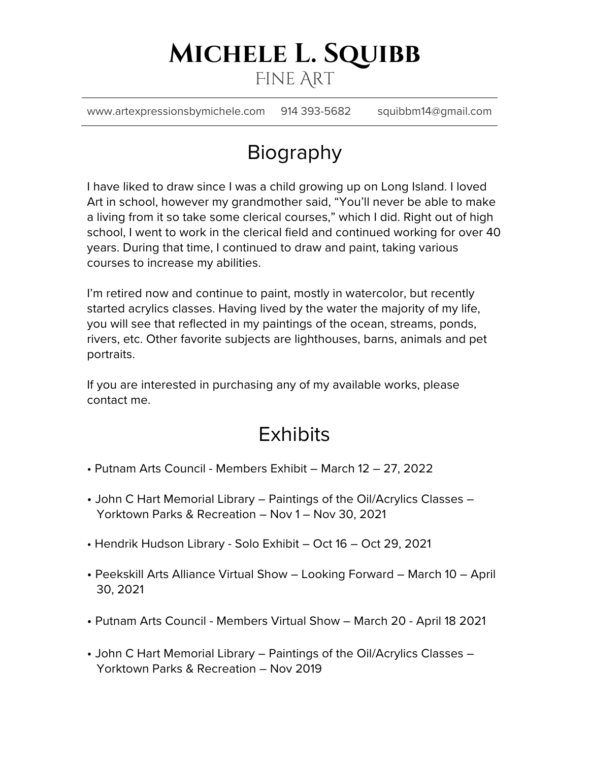# Michele L. Squibb

Fine Art

www.artexpressionsbymichele.com 914 393-5682 squibbm14@gmail.com

## Biography

I have liked to draw since I was a child growing up on Long Island. I loved Art in school, however my grandmother said, "You'll never be able to make a living from it so take some clerical courses," which I did. Right out of high school, I went to work in the clerical field and continued working for over 40 years. During that time, I continued to draw and paint, taking various courses to increase my abilities.

I'm retired now and continue to paint, mostly in watercolor, but recently started acrylics classes. Having lived by the water the majority of my life, you will see that reflected in my paintings of the ocean, streams, ponds, rivers, etc. Other favorite subjects are lighthouses, barns, animals and pet portraits.

If you are interested in purchasing any of my available works, please contact me.

## Exhibits

- Putnam Arts Council - Members Exhibit – March 12 – 27, 2022
- John C Hart Memorial Library – Paintings of the Oil/Acrylics Classes – Yorktown Parks & Recreation – Nov 1 – Nov 30, 2021
- Hendrik Hudson Library - Solo Exhibit – Oct 16 – Oct 29, 2021
- Peekskill Arts Alliance Virtual Show – Looking Forward – March 10 – April 30, 2021
- Putnam Arts Council - Members Virtual Show – March 20 - April 18 2021
- John C Hart Memorial Library – Paintings of the Oil/Acrylics Classes – Yorktown Parks & Recreation – Nov 2019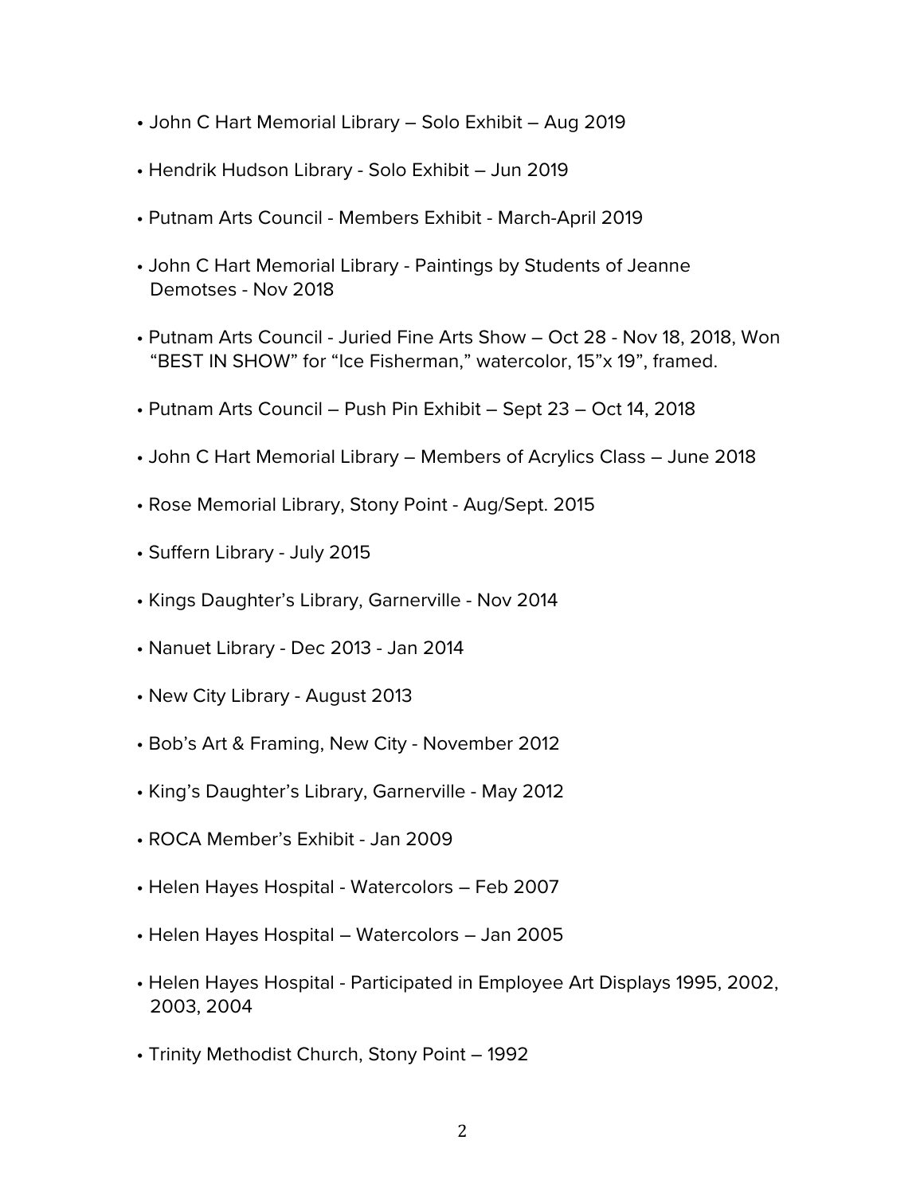- John C Hart Memorial Library – Solo Exhibit – Aug 2019
- Hendrik Hudson Library - Solo Exhibit – Jun 2019
- Putnam Arts Council - Members Exhibit - March-April 2019
- John C Hart Memorial Library - Paintings by Students of Jeanne Demotses - Nov 2018
- Putnam Arts Council - Juried Fine Arts Show – Oct 28 - Nov 18, 2018, Won "BEST IN SHOW" for "Ice Fisherman," watercolor, 15"x 19", framed.
- Putnam Arts Council – Push Pin Exhibit – Sept 23 – Oct 14, 2018
- John C Hart Memorial Library – Members of Acrylics Class – June 2018
- Rose Memorial Library, Stony Point - Aug/Sept. 2015
- Suffern Library - July 2015
- Kings Daughter's Library, Garnerville - Nov 2014
- Nanuet Library - Dec 2013 - Jan 2014
- New City Library - August 2013
- Bob's Art & Framing, New City - November 2012
- King's Daughter's Library, Garnerville - May 2012
- ROCA Member's Exhibit - Jan 2009
- Helen Hayes Hospital - Watercolors – Feb 2007
- Helen Hayes Hospital – Watercolors – Jan 2005
- Helen Hayes Hospital - Participated in Employee Art Displays 1995, 2002, 2003, 2004
- Trinity Methodist Church, Stony Point – 1992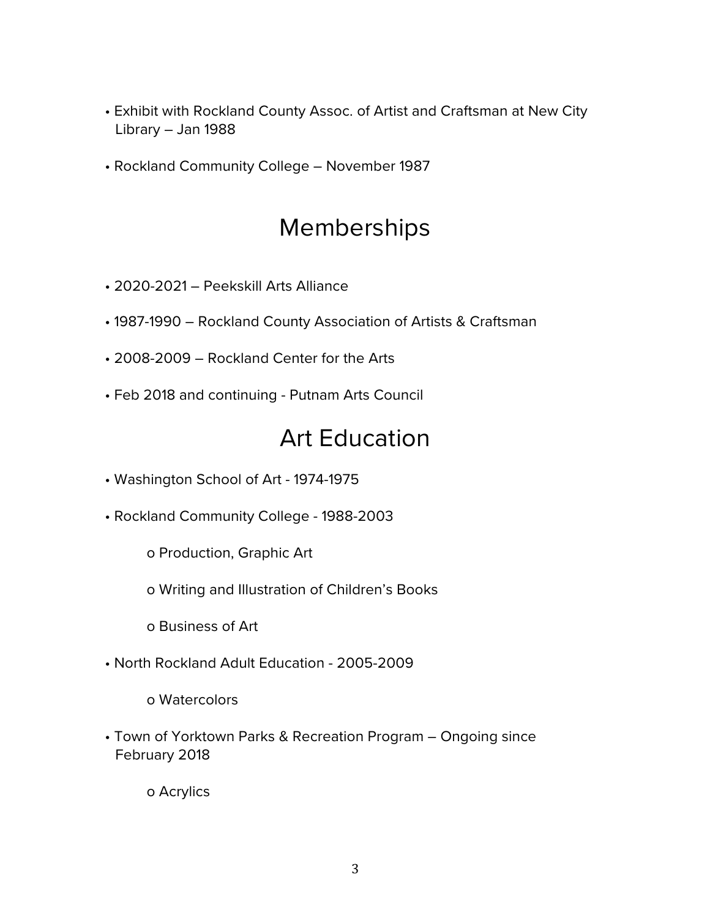- Exhibit with Rockland County Assoc. of Artist and Craftsman at New City Library – Jan 1988
- Rockland Community College – November 1987

# Memberships

- 2020-2021 – Peekskill Arts Alliance
- 1987-1990 – Rockland County Association of Artists & Craftsman
- 2008-2009 – Rockland Center for the Arts
- Feb 2018 and continuing - Putnam Arts Council

# Art Education

- Washington School of Art - 1974-1975
- Rockland Community College - 1988-2003
  - Production, Graphic Art
  - Writing and Illustration of Children's Books
  - Business of Art
- North Rockland Adult Education - 2005-2009
  - Watercolors
- Town of Yorktown Parks & Recreation Program – Ongoing since February 2018
  - Acrylics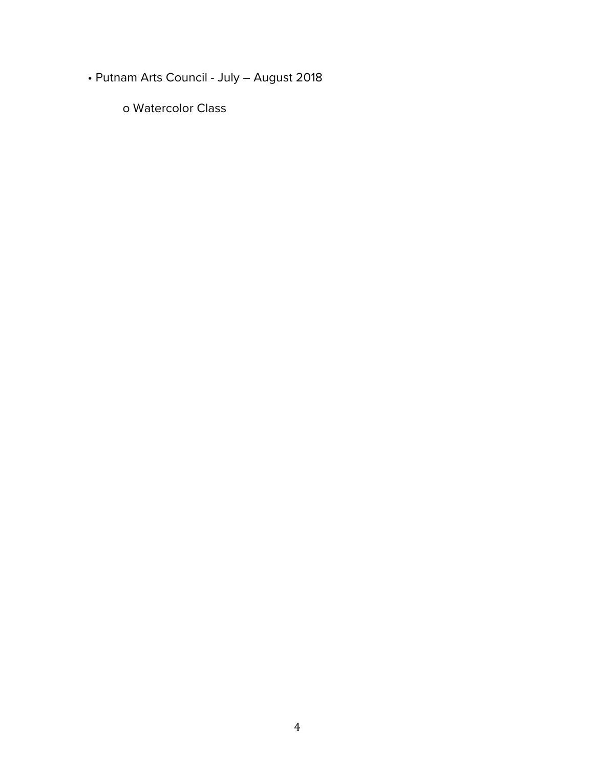- Putnam Arts Council - July – August 2018
    - Watercolor Class